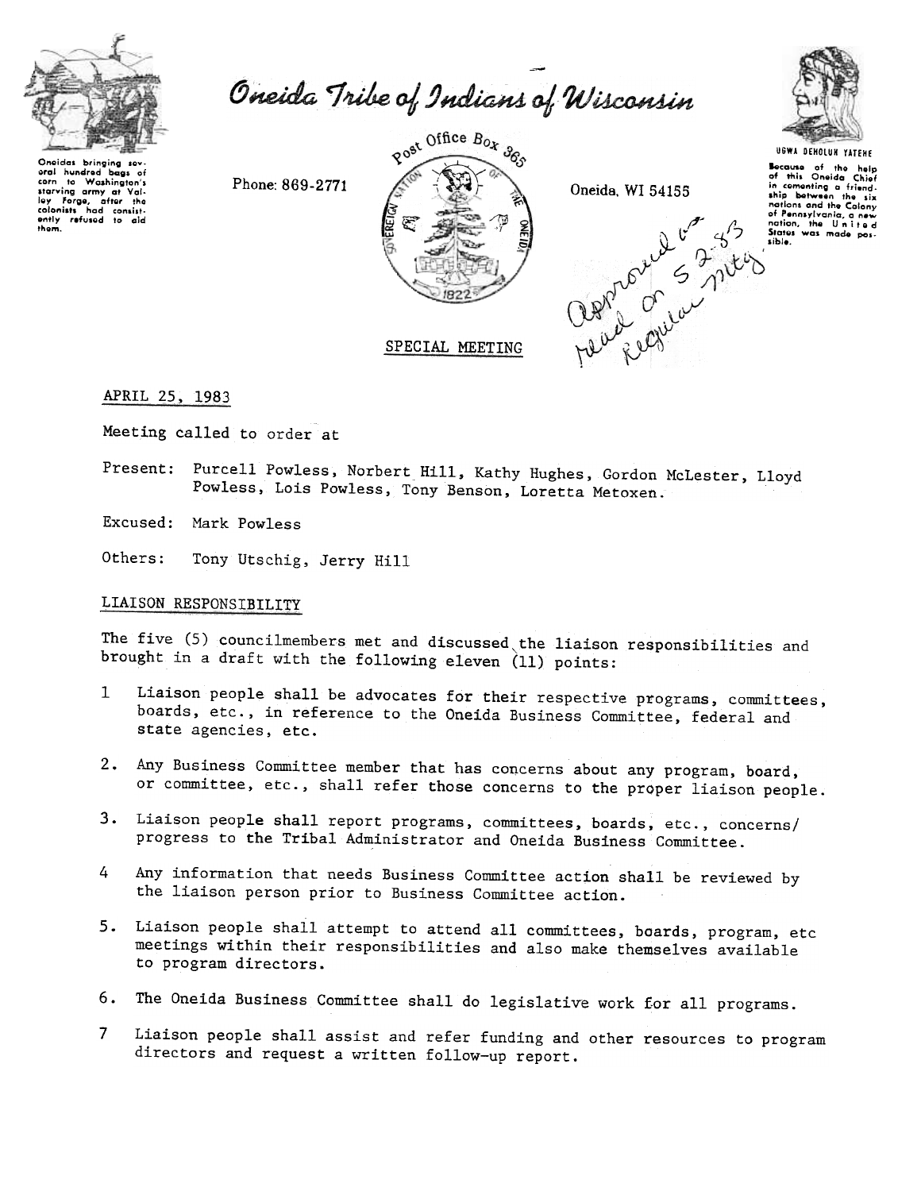Oneidas bringing several hundred bags of corn to Washington's starving army at Valley Forge, after the colonists had consistently refused to aid them.

# Oneida Tribe of Indians of Wisconsin

Phone: 869-2771

Post Office Box 365

Oneida, WI 54155

UGWA DEHOLUH YATEHE

Because of the help of this Oneida Chief in cementing a friendship between the six nations and the Colony of Pennsylvania, a new nation, the United States was made possible.

Approved as read on 5-2-83 Regular mtg.

## SPECIAL MEETING

APRIL 25, 1983

Meeting called to order at

Present: Purcell Powless, Norbert Hill, Kathy Hughes, Gordon McLester, Lloyd Powless, Lois Powless, Tony Benson, Loretta Metoxen.

Excused: Mark Powless

Others: Tony Utschig, Jerry Hill

### LIAISON RESPONSIBILITY

The five (5) councilmembers met and discussed the liaison responsibilities and brought in a draft with the following eleven (11) points:

1 Liaison people shall be advocates for their respective programs, committees, boards, etc., in reference to the Oneida Business Committee, federal and state agencies, etc.

2. Any Business Committee member that has concerns about any program, board, or committee, etc., shall refer those concerns to the proper liaison people.

3. Liaison people shall report programs, committees, boards, etc., concerns/progress to the Tribal Administrator and Oneida Business Committee.

4 Any information that needs Business Committee action shall be reviewed by the liaison person prior to Business Committee action.

5. Liaison people shall attempt to attend all committees, boards, program, etc meetings within their responsibilities and also make themselves available to program directors.

6. The Oneida Business Committee shall do legislative work for all programs.

7 Liaison people shall assist and refer funding and other resources to program directors and request a written follow-up report.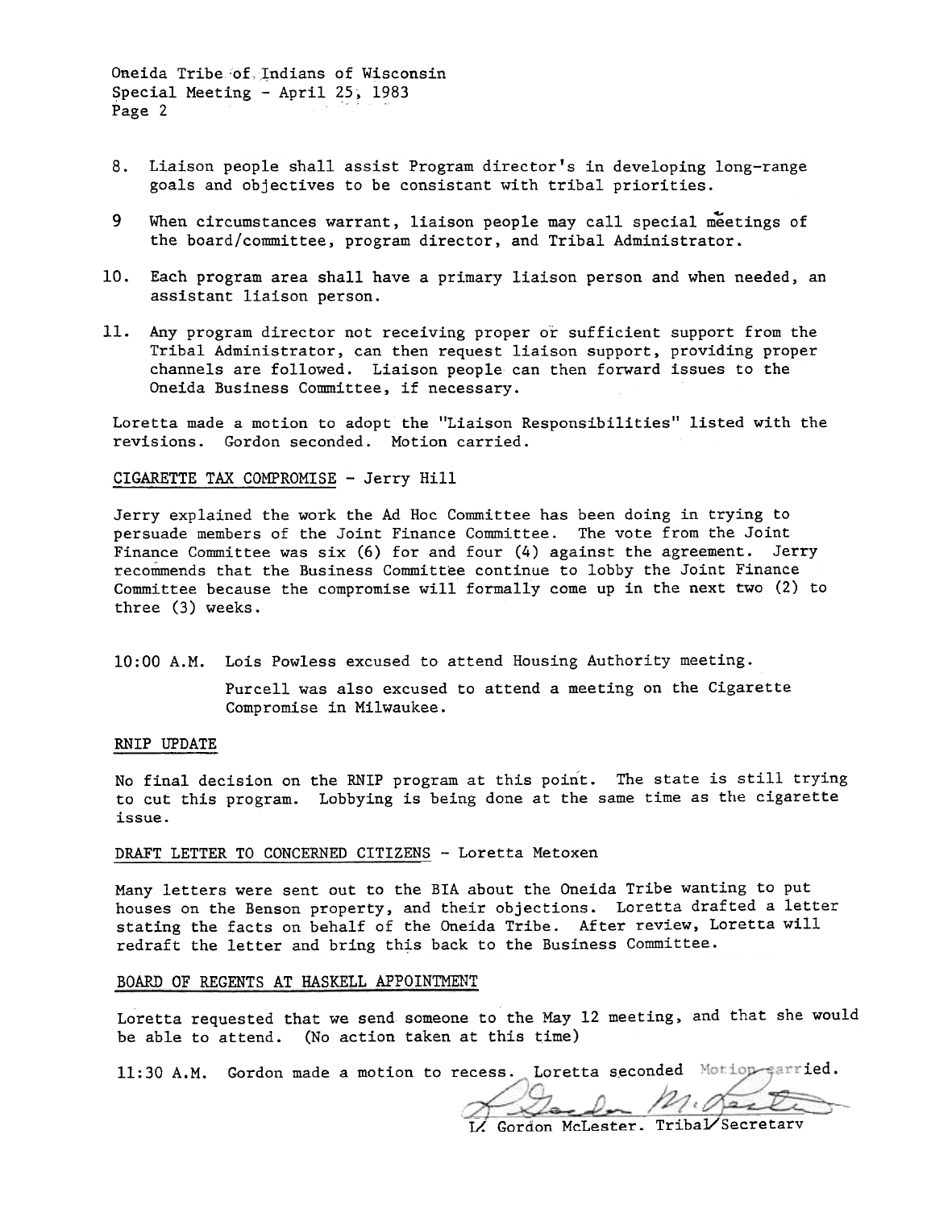8. Liaison people shall assist Program director's in developing long-range goals and objectives to be consistant with tribal priorities.

9. When circumstances warrant, liaison people may call special meetings of the board/committee, program director, and Tribal Administrator.

10. Each program area shall have a primary liaison person and when needed, an assistant liaison person.

11. Any program director not receiving proper or sufficient support from the Tribal Administrator, can then request liaison support, providing proper channels are followed. Liaison people can then forward issues to the Oneida Business Committee, if necessary.

Loretta made a motion to adopt the "Liaison Responsibilities" listed with the revisions. Gordon seconded. Motion carried.

CIGARETTE TAX COMPROMISE - Jerry Hill

Jerry explained the work the Ad Hoc Committee has been doing in trying to persuade members of the Joint Finance Committee. The vote from the Joint Finance Committee was six (6) for and four (4) against the agreement. Jerry recommends that the Business Committee continue to lobby the Joint Finance Committee because the compromise will formally come up in the next two (2) to three (3) weeks.

10:00 A.M. Lois Powless excused to attend Housing Authority meeting.

Purcell was also excused to attend a meeting on the Cigarette Compromise in Milwaukee.

RNIP UPDATE

No final decision on the RNIP program at this point. The state is still trying to cut this program. Lobbying is being done at the same time as the cigarette issue.

DRAFT LETTER TO CONCERNED CITIZENS - Loretta Metoxen

Many letters were sent out to the BIA about the Oneida Tribe wanting to put houses on the Benson property, and their objections. Loretta drafted a letter stating the facts on behalf of the Oneida Tribe. After review, Loretta will redraft the letter and bring this back to the Business Committee.

BOARD OF REGENTS AT HASKELL APPOINTMENT

Loretta requested that we send someone to the May 12 meeting, and that she would be able to attend. (No action taken at this time)

11:30 A.M. Gordon made a motion to recess. Loretta seconded Motion carried.

L. Gordon McLester, Tribal Secretary